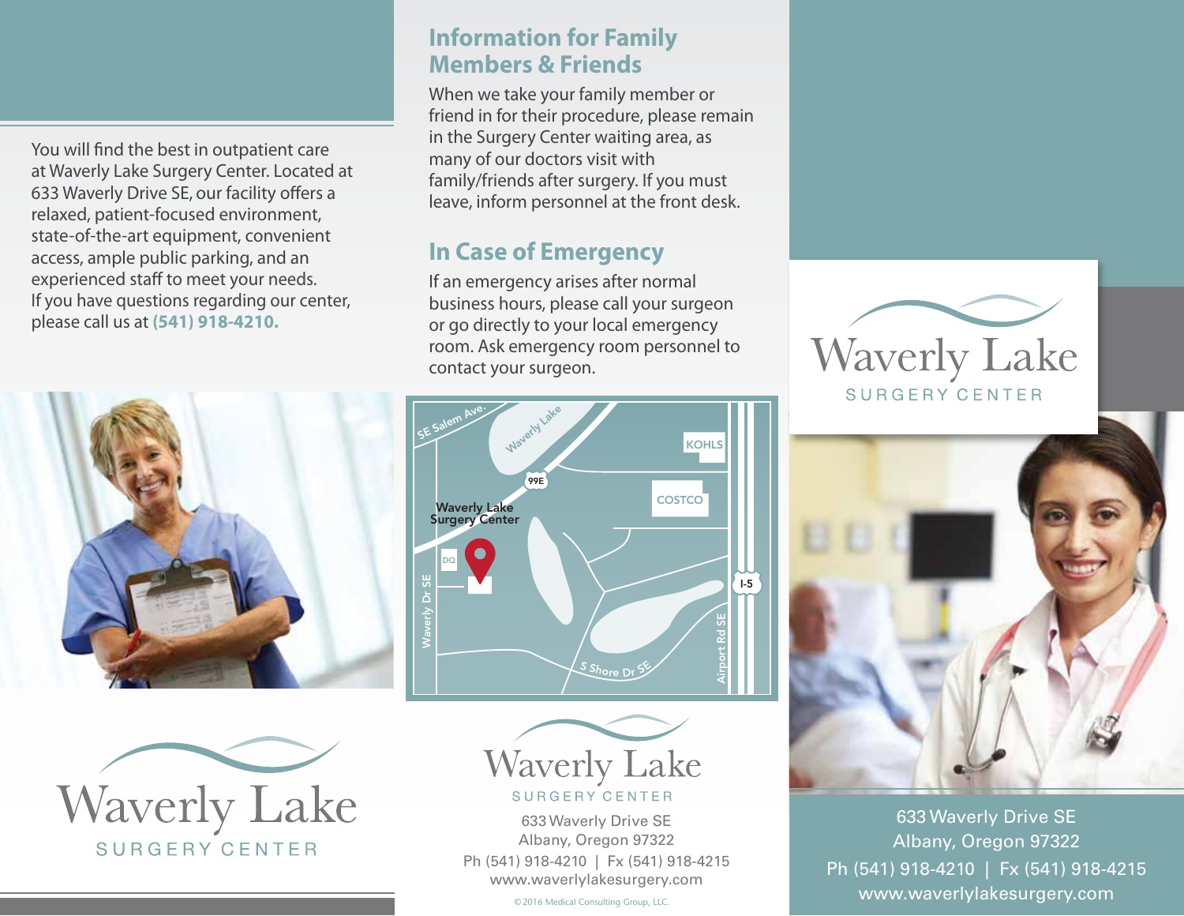You will find the best in outpatient care at Waverly Lake Surgery Center. Located at 633 Waverly Drive SE, our facility offers a relaxed, patient-focused environment, state-of-the-art equipment, convenient access, ample public parking, and an experienced staff to meet your needs. If you have questions regarding our center, please call us at **(541) 918-4210.**

Waverly Lake

SURGERY CENTER

## Information for Family Members & Friends

When we take your family member or friend in for their procedure, please remain in the Surgery Center waiting area, as many of our doctors visit with family/friends after surgery. If you must leave, inform personnel at the front desk.

## In Case of Emergency

If an emergency arises after normal business hours, please call your surgeon or go directly to your local emergency room. Ask emergency room personnel to contact your surgeon.

SE Salem Ave.

Waverly Lake

99E

KOHLS

COSTCO

Waverly Lake Surgery Center

DQ

I-5

Waverly Dr SE

Airport Rd SE

S Shore Dr SE

Waverly Lake

SURGERY CENTER

633 Waverly Drive SE
Albany, Oregon 97322
Ph (541) 918-4210 | Fx (541) 918-4215
www.waverlylakesurgery.com

©2016 Medical Consulting Group, LLC.

Waverly Lake

SURGERY CENTER

633 Waverly Drive SE
Albany, Oregon 97322
Ph (541) 918-4210 | Fx (541) 918-4215
www.waverlylakesurgery.com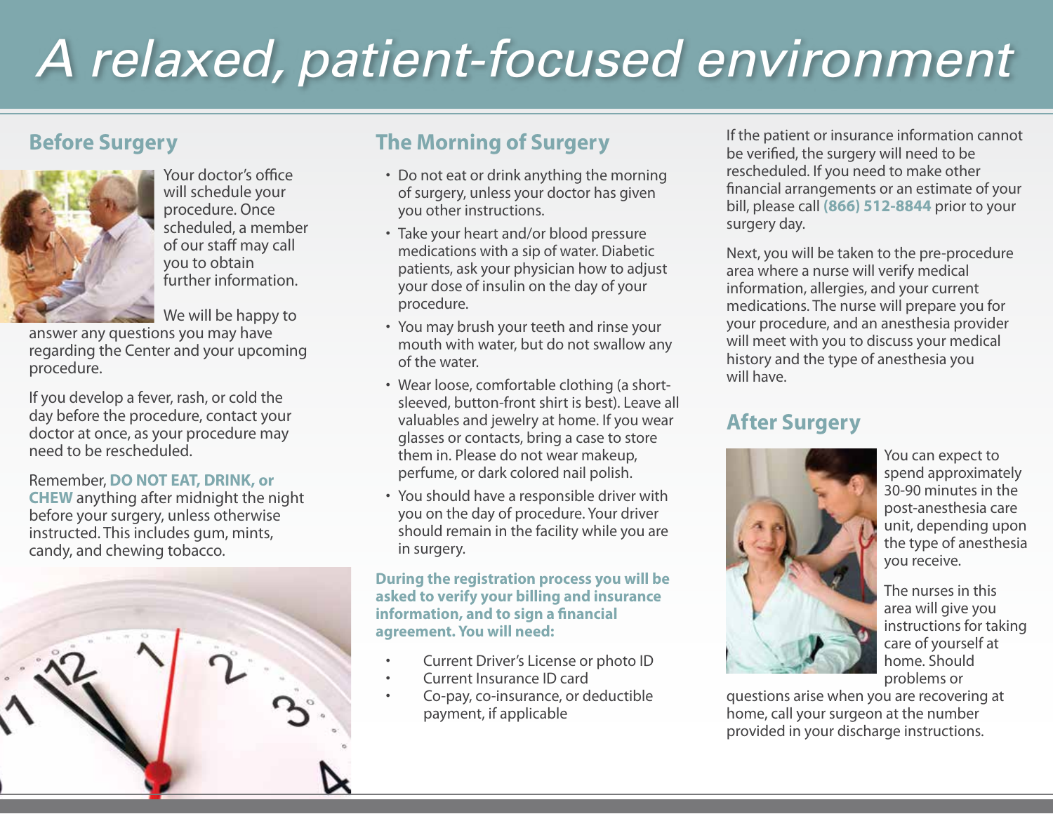# A relaxed, patient-focused environment

## Before Surgery

Your doctor's office will schedule your procedure. Once scheduled, a member of our staff may call you to obtain further information.

We will be happy to answer any questions you may have regarding the Center and your upcoming procedure.

If you develop a fever, rash, or cold the day before the procedure, contact your doctor at once, as your procedure may need to be rescheduled.

Remember, **DO NOT EAT, DRINK, or CHEW** anything after midnight the night before your surgery, unless otherwise instructed. This includes gum, mints, candy, and chewing tobacco.

## The Morning of Surgery

- Do not eat or drink anything the morning of surgery, unless your doctor has given you other instructions.
- Take your heart and/or blood pressure medications with a sip of water. Diabetic patients, ask your physician how to adjust your dose of insulin on the day of your procedure.
- You may brush your teeth and rinse your mouth with water, but do not swallow any of the water.
- Wear loose, comfortable clothing (a short-sleeved, button-front shirt is best). Leave all valuables and jewelry at home. If you wear glasses or contacts, bring a case to store them in. Please do not wear makeup, perfume, or dark colored nail polish.
- You should have a responsible driver with you on the day of procedure. Your driver should remain in the facility while you are in surgery.

**During the registration process you will be asked to verify your billing and insurance information, and to sign a financial agreement. You will need:**

- Current Driver's License or photo ID
- Current Insurance ID card
- Co-pay, co-insurance, or deductible payment, if applicable

If the patient or insurance information cannot be verified, the surgery will need to be rescheduled. If you need to make other financial arrangements or an estimate of your bill, please call **(866) 512-8844** prior to your surgery day.

Next, you will be taken to the pre-procedure area where a nurse will verify medical information, allergies, and your current medications. The nurse will prepare you for your procedure, and an anesthesia provider will meet with you to discuss your medical history and the type of anesthesia you will have.

## After Surgery

You can expect to spend approximately 30-90 minutes in the post-anesthesia care unit, depending upon the type of anesthesia you receive.

The nurses in this area will give you instructions for taking care of yourself at home. Should problems or questions arise when you are recovering at home, call your surgeon at the number provided in your discharge instructions.